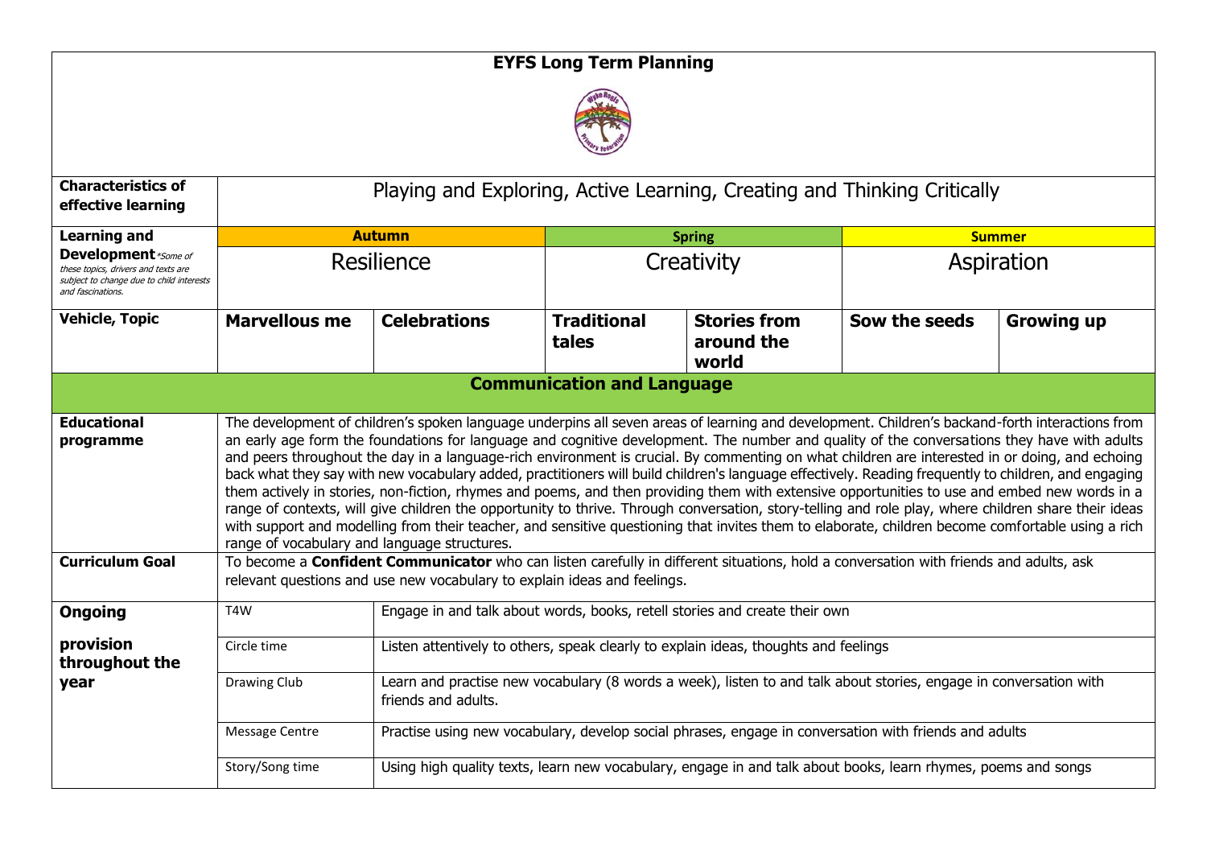# EYFS Long Term Planning

| **Characteristics of effective learning** | Playing and Exploring, Active Learning, Creating and Thinking Critically | | | | | |
|---|---|---|---|---|---|---|
| **Learning and Development** *Some of these topics, drivers and texts are subject to change due to child interests and fascinations.* | **Autumn** | | **Spring** | | **Summer** | |
| | Resilience | | Creativity | | Aspiration | |
| **Vehicle, Topic** | **Marvellous me** | **Celebrations** | **Traditional tales** | **Stories from around the world** | **Sow the seeds** | **Growing up** |
| **Communication and Language** | | | | | | |
| **Educational programme** | The development of children's spoken language underpins all seven areas of learning and development. Children's backand-forth interactions from an early age form the foundations for language and cognitive development. The number and quality of the conversations they have with adults and peers throughout the day in a language-rich environment is crucial. By commenting on what children are interested in or doing, and echoing back what they say with new vocabulary added, practitioners will build children's language effectively. Reading frequently to children, and engaging them actively in stories, non-fiction, rhymes and poems, and then providing them with extensive opportunities to use and embed new words in a range of contexts, will give children the opportunity to thrive. Through conversation, story-telling and role play, where children share their ideas with support and modelling from their teacher, and sensitive questioning that invites them to elaborate, children become comfortable using a rich range of vocabulary and language structures. | | | | | |
| **Curriculum Goal** | To become a **Confident Communicator** who can listen carefully in different situations, hold a conversation with friends and adults, ask relevant questions and use new vocabulary to explain ideas and feelings. | | | | | |
| **Ongoing provision throughout the year** | T4W | Engage in and talk about words, books, retell stories and create their own | | | | |
| | Circle time | Listen attentively to others, speak clearly to explain ideas, thoughts and feelings | | | | |
| | Drawing Club | Learn and practise new vocabulary (8 words a week), listen to and talk about stories, engage in conversation with friends and adults. | | | | |
| | Message Centre | Practise using new vocabulary, develop social phrases, engage in conversation with friends and adults | | | | |
| | Story/Song time | Using high quality texts, learn new vocabulary, engage in and talk about books, learn rhymes, poems and songs | | | | |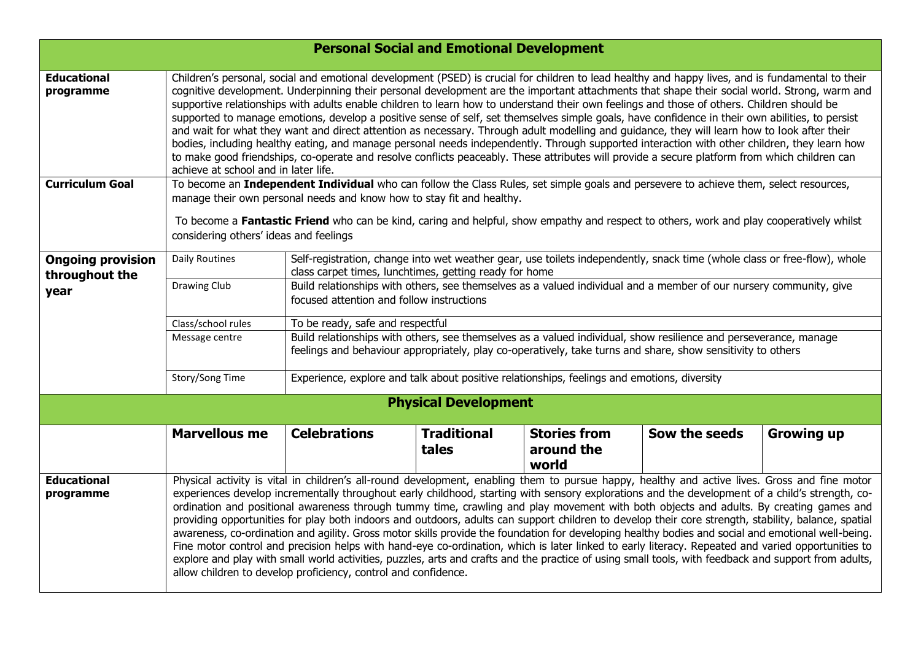| **Personal Social and Emotional Development** | | | | | | |
|---|---|---|---|---|---|---|
| **Educational programme** | Children's personal, social and emotional development (PSED) is crucial for children to lead healthy and happy lives, and is fundamental to their cognitive development. Underpinning their personal development are the important attachments that shape their social world. Strong, warm and supportive relationships with adults enable children to learn how to understand their own feelings and those of others. Children should be supported to manage emotions, develop a positive sense of self, set themselves simple goals, have confidence in their own abilities, to persist and wait for what they want and direct attention as necessary. Through adult modelling and guidance, they will learn how to look after their bodies, including healthy eating, and manage personal needs independently. Through supported interaction with other children, they learn how to make good friendships, co-operate and resolve conflicts peaceably. These attributes will provide a secure platform from which children can achieve at school and in later life. | | | | | |
| **Curriculum Goal** | To become an **Independent Individual** who can follow the Class Rules, set simple goals and persevere to achieve them, select resources, manage their own personal needs and know how to stay fit and healthy. To become a **Fantastic Friend** who can be kind, caring and helpful, show empathy and respect to others, work and play cooperatively whilst considering others' ideas and feelings | | | | | |
| **Ongoing provision throughout the year** | Daily Routines | Self-registration, change into wet weather gear, use toilets independently, snack time (whole class or free-flow), whole class carpet times, lunchtimes, getting ready for home | | | | |
| | Drawing Club | Build relationships with others, see themselves as a valued individual and a member of our nursery community, give focused attention and follow instructions | | | | |
| | Class/school rules | To be ready, safe and respectful | | | | |
| | Message centre | Build relationships with others, see themselves as a valued individual, show resilience and perseverance, manage feelings and behaviour appropriately, play co-operatively, take turns and share, show sensitivity to others | | | | |
| | Story/Song Time | Experience, explore and talk about positive relationships, feelings and emotions, diversity | | | | |

| **Physical Development** | | | | | | |
|---|---|---|---|---|---|---|
| | **Marvellous me** | **Celebrations** | **Traditional tales** | **Stories from around the world** | **Sow the seeds** | **Growing up** |
| **Educational programme** | Physical activity is vital in children's all-round development, enabling them to pursue happy, healthy and active lives. Gross and fine motor experiences develop incrementally throughout early childhood, starting with sensory explorations and the development of a child's strength, co-ordination and positional awareness through tummy time, crawling and play movement with both objects and adults. By creating games and providing opportunities for play both indoors and outdoors, adults can support children to develop their core strength, stability, balance, spatial awareness, co-ordination and agility. Gross motor skills provide the foundation for developing healthy bodies and social and emotional well-being. Fine motor control and precision helps with hand-eye co-ordination, which is later linked to early literacy. Repeated and varied opportunities to explore and play with small world activities, puzzles, arts and crafts and the practice of using small tools, with feedback and support from adults, allow children to develop proficiency, control and confidence. | | | | | |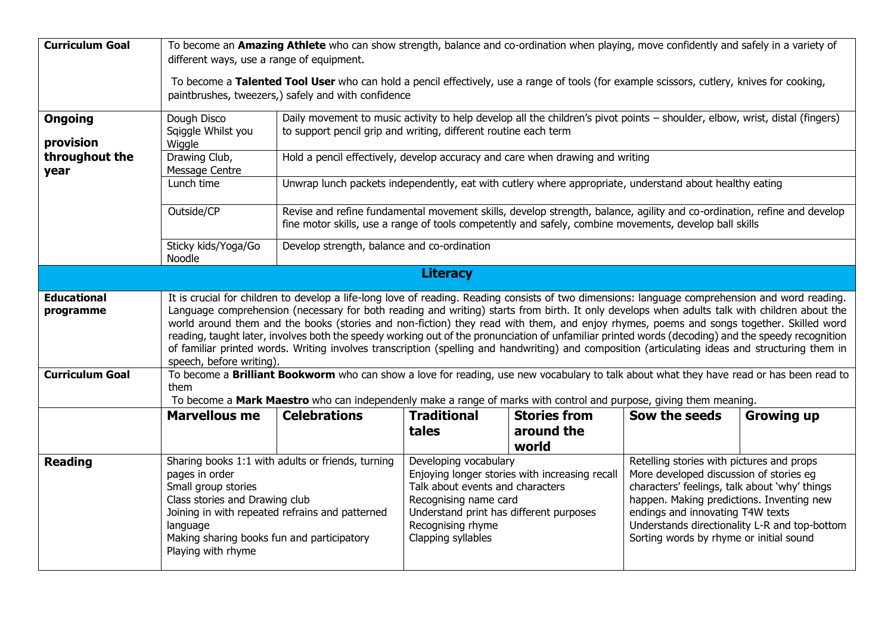| Curriculum Goal | To become an **Amazing Athlete** who can show strength, balance and co-ordination when playing, move confidently and safely in a variety of different ways, use a range of equipment.<br><br>To become a **Talented Tool User** who can hold a pencil effectively, use a range of tools (for example scissors, cutlery, knives for cooking, paintbrushes, tweezers,) safely and with confidence | | | | | |
|---|---|---|---|---|---|---|
| **Ongoing provision throughout the year** | Dough Disco<br>Sqiggle Whilst you Wiggle | Daily movement to music activity to help develop all the children's pivot points – shoulder, elbow, wrist, distal (fingers) to support pencil grip and writing, different routine each term | | | | |
| | Drawing Club, Message Centre | Hold a pencil effectively, develop accuracy and care when drawing and writing | | | | |
| | Lunch time | Unwrap lunch packets independently, eat with cutlery where appropriate, understand about healthy eating | | | | |
| | Outside/CP | Revise and refine fundamental movement skills, develop strength, balance, agility and co-ordination, refine and develop fine motor skills, use a range of tools competently and safely, combine movements, develop ball skills | | | | |
| | Sticky kids/Yoga/Go Noodle | Develop strength, balance and co-ordination | | | | |
| **Literacy** | | | | | | |
| **Educational programme** | It is crucial for children to develop a life-long love of reading. Reading consists of two dimensions: language comprehension and word reading. Language comprehension (necessary for both reading and writing) starts from birth. It only develops when adults talk with children about the world around them and the books (stories and non-fiction) they read with them, and enjoy rhymes, poems and songs together. Skilled word reading, taught later, involves both the speedy working out of the pronunciation of unfamiliar printed words (decoding) and the speedy recognition of familiar printed words. Writing involves transcription (spelling and handwriting) and composition (articulating ideas and structuring them in speech, before writing). | | | | | |
| **Curriculum Goal** | To become a **Brilliant Bookworm** who can show a love for reading, use new vocabulary to talk about what they have read or has been read to them<br>To become a **Mark Maestro** who can independenly make a range of marks with control and purpose, giving them meaning. | | | | | |
| | **Marvellous me** | **Celebrations** | **Traditional tales** | **Stories from around the world** | **Sow the seeds** | **Growing up** |
| **Reading** | Sharing books 1:1 with adults or friends, turning pages in order<br>Small group stories<br>Class stories and Drawing club<br>Joining in with repeated refrains and patterned language<br>Making sharing books fun and participatory<br>Playing with rhyme | | Developing vocabulary<br>Enjoying longer stories with increasing recall<br>Talk about events and characters<br>Recognising name card<br>Understand print has different purposes<br>Recognising rhyme<br>Clapping syllables | | Retelling stories with pictures and props<br>More developed discussion of stories eg characters' feelings, talk about 'why' things happen. Making predictions. Inventing new endings and innovating T4W texts<br>Understands directionality L-R and top-bottom<br>Sorting words by rhyme or initial sound | |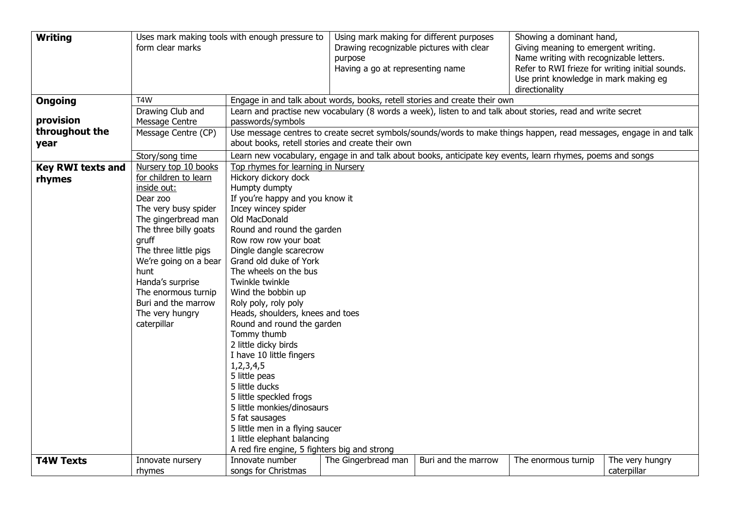| | | | | | | |
|---|---|---|---|---|---|---|
| **Writing** | Uses mark making tools with enough pressure to form clear marks | | Using mark making for different purposes<br>Drawing recognizable pictures with clear purpose<br>Having a go at representing name | | Showing a dominant hand,<br>Giving meaning to emergent writing.<br>Name writing with recognizable letters.<br>Refer to RWI frieze for writing initial sounds.<br>Use print knowledge in mark making eg directionality | |
| **Ongoing provision throughout the year** | T4W | Engage in and talk about words, books, retell stories and create their own | | | | |
| | Drawing Club and Message Centre | Learn and practise new vocabulary (8 words a week), listen to and talk about stories, read and write secret passwords/symbols | | | | |
| | Message Centre (CP) | Use message centres to create secret symbols/sounds/words to make things happen, read messages, engage in and talk about books, retell stories and create their own | | | | |
| | Story/song time | Learn new vocabulary, engage in and talk about books, anticipate key events, learn rhymes, poems and songs | | | | |
| **Key RWI texts and rhymes** | Nursery top 10 books for children to learn inside out:<br>Dear zoo<br>The very busy spider<br>The gingerbread man<br>The three billy goats gruff<br>The three little pigs<br>We're going on a bear hunt<br>Handa's surprise<br>The enormous turnip<br>Buri and the marrow<br>The very hungry caterpillar | Top rhymes for learning in Nursery<br>Hickory dickory dock<br>Humpty dumpty<br>If you're happy and you know it<br>Incey wincey spider<br>Old MacDonald<br>Round and round the garden<br>Row row row your boat<br>Dingle dangle scarecrow<br>Grand old duke of York<br>The wheels on the bus<br>Twinkle twinkle<br>Wind the bobbin up<br>Roly poly, roly poly<br>Heads, shoulders, knees and toes<br>Round and round the garden<br>Tommy thumb<br>2 little dicky birds<br>I have 10 little fingers<br>1,2,3,4,5<br>5 little peas<br>5 little ducks<br>5 little speckled frogs<br>5 little monkies/dinosaurs<br>5 fat sausages<br>5 little men in a flying saucer<br>1 little elephant balancing<br>A red fire engine, 5 fighters big and strong | | | | |
| **T4W Texts** | Innovate nursery rhymes | Innovate number songs for Christmas | The Gingerbread man | Buri and the marrow | The enormous turnip | The very hungry caterpillar |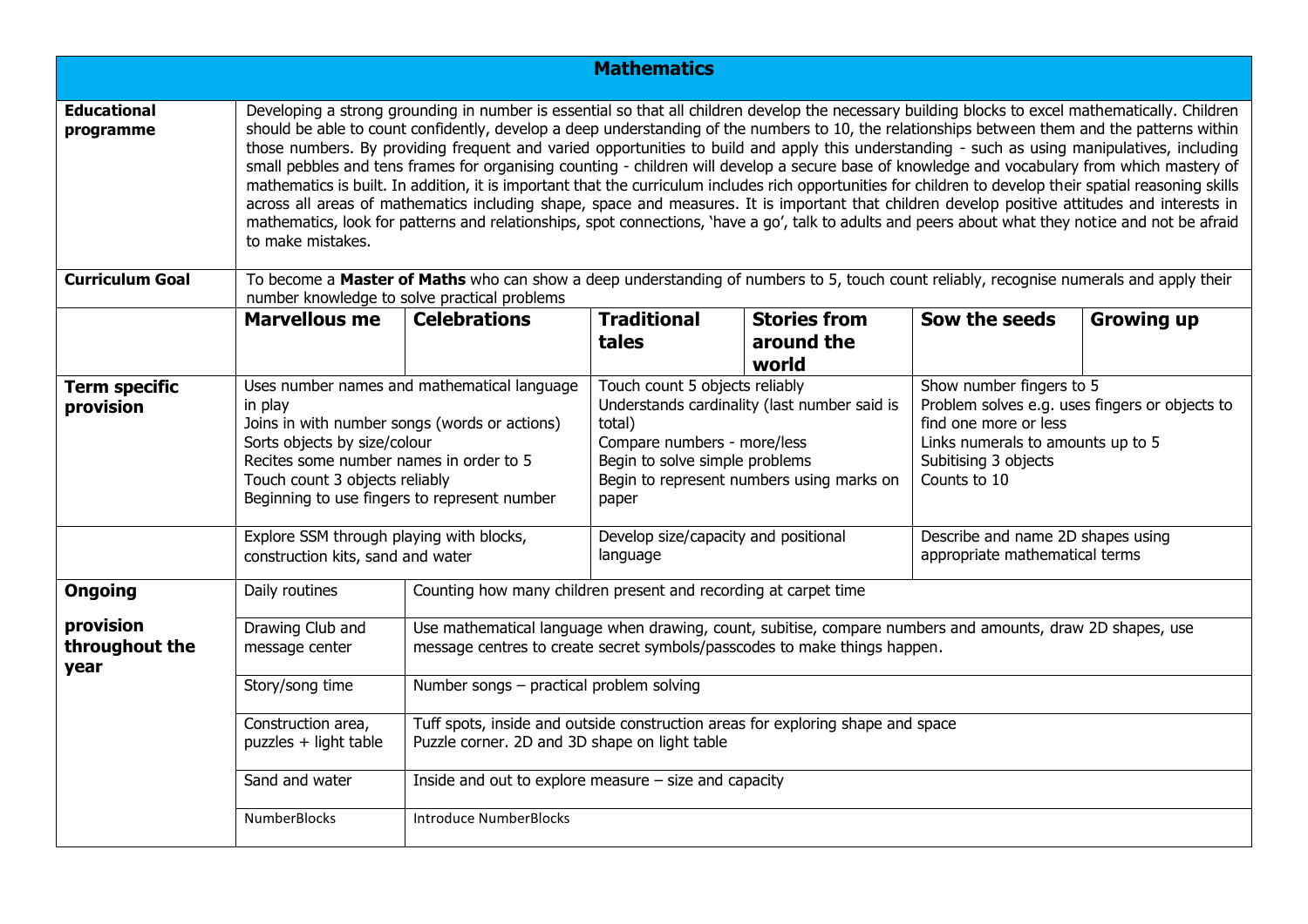| **Mathematics** | | | | | | |
|---|---|---|---|---|---|---|
| **Educational programme** | Developing a strong grounding in number is essential so that all children develop the necessary building blocks to excel mathematically. Children should be able to count confidently, develop a deep understanding of the numbers to 10, the relationships between them and the patterns within those numbers. By providing frequent and varied opportunities to build and apply this understanding - such as using manipulatives, including small pebbles and tens frames for organising counting - children will develop a secure base of knowledge and vocabulary from which mastery of mathematics is built. In addition, it is important that the curriculum includes rich opportunities for children to develop their spatial reasoning skills across all areas of mathematics including shape, space and measures. It is important that children develop positive attitudes and interests in mathematics, look for patterns and relationships, spot connections, 'have a go', talk to adults and peers about what they notice and not be afraid to make mistakes. | | | | | |
| **Curriculum Goal** | To become a **Master of Maths** who can show a deep understanding of numbers to 5, touch count reliably, recognise numerals and apply their number knowledge to solve practical problems | | | | | |
| | **Marvellous me** | **Celebrations** | **Traditional tales** | **Stories from around the world** | **Sow the seeds** | **Growing up** |
| **Term specific provision** | Uses number names and mathematical language in play<br>Joins in with number songs (words or actions)<br>Sorts objects by size/colour<br>Recites some number names in order to 5<br>Touch count 3 objects reliably<br>Beginning to use fingers to represent number | | Touch count 5 objects reliably<br>Understands cardinality (last number said is total)<br>Compare numbers - more/less<br>Begin to solve simple problems<br>Begin to represent numbers using marks on paper | | Show number fingers to 5<br>Problem solves e.g. uses fingers or objects to find one more or less<br>Links numerals to amounts up to 5<br>Subitising 3 objects<br>Counts to 10 | |
| | Explore SSM through playing with blocks, construction kits, sand and water | | Develop size/capacity and positional language | | Describe and name 2D shapes using appropriate mathematical terms | |
| **Ongoing provision throughout the year** | Daily routines | Counting how many children present and recording at carpet time | | | | |
| | Drawing Club and message center | Use mathematical language when drawing, count, subitise, compare numbers and amounts, draw 2D shapes, use message centres to create secret symbols/passcodes to make things happen. | | | | |
| | Story/song time | Number songs – practical problem solving | | | | |
| | Construction area, puzzles + light table | Tuff spots, inside and outside construction areas for exploring shape and space<br>Puzzle corner. 2D and 3D shape on light table | | | | |
| | Sand and water | Inside and out to explore measure – size and capacity | | | | |
| | NumberBlocks | Introduce NumberBlocks | | | | |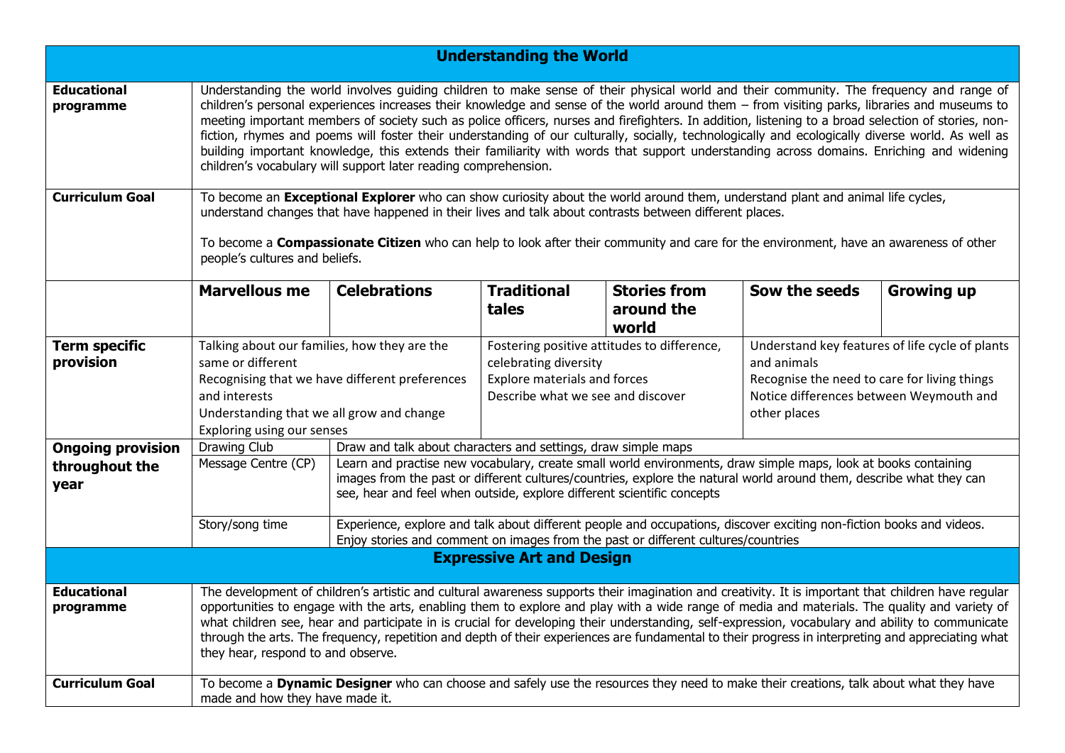## Understanding the World

| | | | | | | |
|---|---|---|---|---|---|---|
| **Educational programme** | Understanding the world involves guiding children to make sense of their physical world and their community. The frequency and range of children's personal experiences increases their knowledge and sense of the world around them – from visiting parks, libraries and museums to meeting important members of society such as police officers, nurses and firefighters. In addition, listening to a broad selection of stories, non-fiction, rhymes and poems will foster their understanding of our culturally, socially, technologically and ecologically diverse world. As well as building important knowledge, this extends their familiarity with words that support understanding across domains. Enriching and widening children's vocabulary will support later reading comprehension. | | | | | |
| **Curriculum Goal** | To become an **Exceptional Explorer** who can show curiosity about the world around them, understand plant and animal life cycles, understand changes that have happened in their lives and talk about contrasts between different places.<br><br>To become a **Compassionate Citizen** who can help to look after their community and care for the environment, have an awareness of other people's cultures and beliefs. | | | | | |
| | **Marvellous me** | **Celebrations** | **Traditional tales** | **Stories from around the world** | **Sow the seeds** | **Growing up** |
| **Term specific provision** | Talking about our families, how they are the same or different<br>Recognising that we have different preferences and interests<br>Understanding that we all grow and change<br>Exploring using our senses | | Fostering positive attitudes to difference, celebrating diversity<br>Explore materials and forces<br>Describe what we see and discover | | Understand key features of life cycle of plants and animals<br>Recognise the need to care for living things<br>Notice differences between Weymouth and other places | |
| **Ongoing provision throughout the year** | Drawing Club | Draw and talk about characters and settings, draw simple maps | | | | |
| | Message Centre (CP) | Learn and practise new vocabulary, create small world environments, draw simple maps, look at books containing images from the past or different cultures/countries, explore the natural world around them, describe what they can see, hear and feel when outside, explore different scientific concepts | | | | |
| | Story/song time | Experience, explore and talk about different people and occupations, discover exciting non-fiction books and videos. Enjoy stories and comment on images from the past or different cultures/countries | | | | |

## Expressive Art and Design

| | |
|---|---|
| **Educational programme** | The development of children's artistic and cultural awareness supports their imagination and creativity. It is important that children have regular opportunities to engage with the arts, enabling them to explore and play with a wide range of media and materials. The quality and variety of what children see, hear and participate in is crucial for developing their understanding, self-expression, vocabulary and ability to communicate through the arts. The frequency, repetition and depth of their experiences are fundamental to their progress in interpreting and appreciating what they hear, respond to and observe. |
| **Curriculum Goal** | To become a **Dynamic Designer** who can choose and safely use the resources they need to make their creations, talk about what they have made and how they have made it. |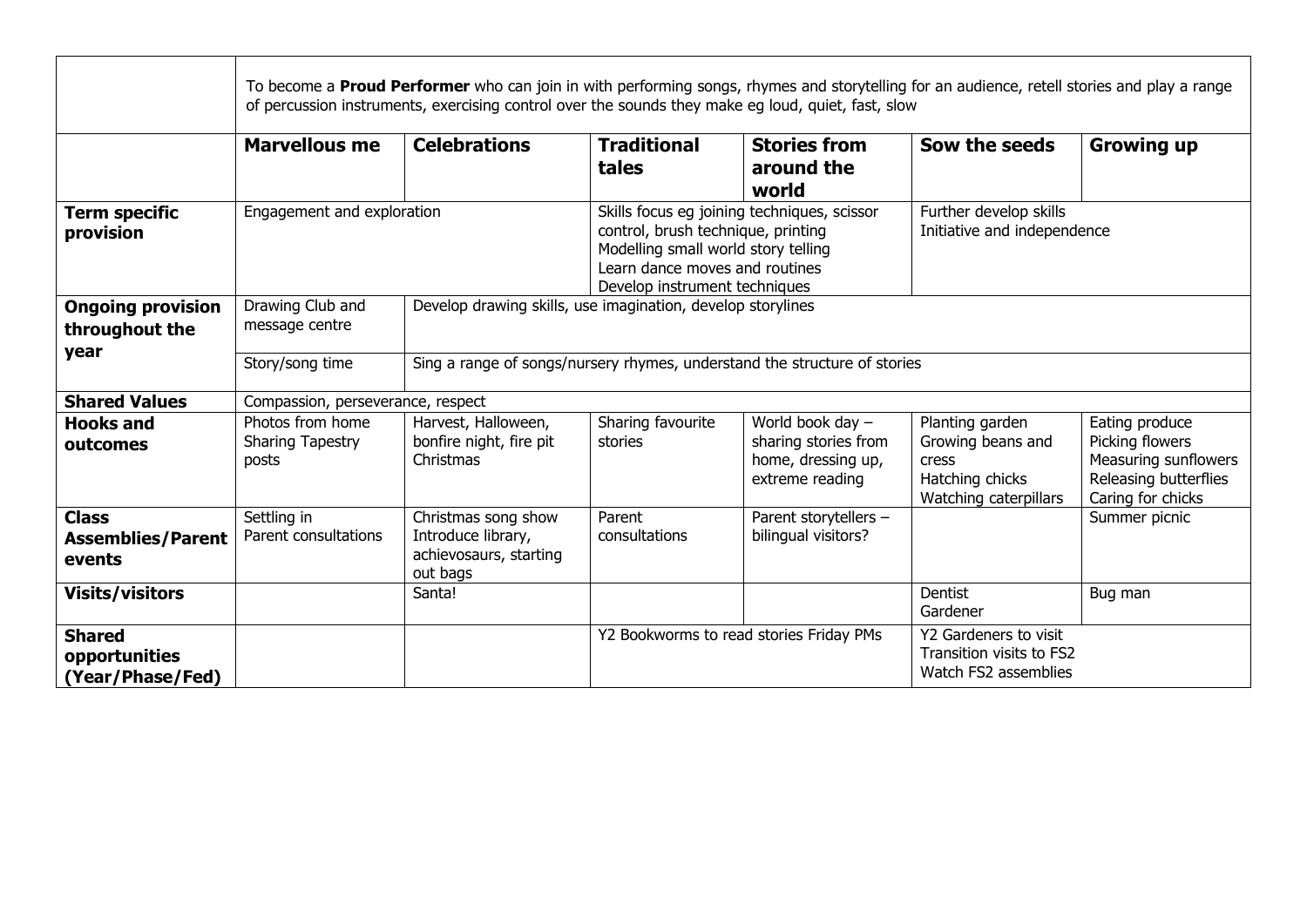| | | | | | | |
|---|---|---|---|---|---|---|
| | To become a **Proud Performer** who can join in with performing songs, rhymes and storytelling for an audience, retell stories and play a range of percussion instruments, exercising control over the sounds they make eg loud, quiet, fast, slow | | | | | |
| | **Marvellous me** | **Celebrations** | **Traditional tales** | **Stories from around the world** | **Sow the seeds** | **Growing up** |
| **Term specific provision** | Engagement and exploration | | Skills focus eg joining techniques, scissor control, brush technique, printing<br>Modelling small world story telling<br>Learn dance moves and routines<br>Develop instrument techniques | | Further develop skills<br>Initiative and independence | |
| **Ongoing provision throughout the year** | Drawing Club and message centre | Develop drawing skills, use imagination, develop storylines | | | | |
| | Story/song time | Sing a range of songs/nursery rhymes, understand the structure of stories | | | | |
| **Shared Values** | Compassion, perseverance, respect | | | | | |
| **Hooks and outcomes** | Photos from home<br>Sharing Tapestry posts | Harvest, Halloween, bonfire night, fire pit<br>Christmas | Sharing favourite stories | World book day – sharing stories from home, dressing up, extreme reading | Planting garden<br>Growing beans and cress<br>Hatching chicks<br>Watching caterpillars | Eating produce<br>Picking flowers<br>Measuring sunflowers<br>Releasing butterflies<br>Caring for chicks |
| **Class Assemblies/Parent events** | Settling in<br>Parent consultations | Christmas song show<br>Introduce library, achievosaurs, starting out bags | Parent consultations | Parent storytellers – bilingual visitors? | | Summer picnic |
| **Visits/visitors** | | Santa! | | | Dentist<br>Gardener | Bug man |
| **Shared opportunities (Year/Phase/Fed)** | | | Y2 Bookworms to read stories Friday PMs | | Y2 Gardeners to visit<br>Transition visits to FS2<br>Watch FS2 assemblies | |